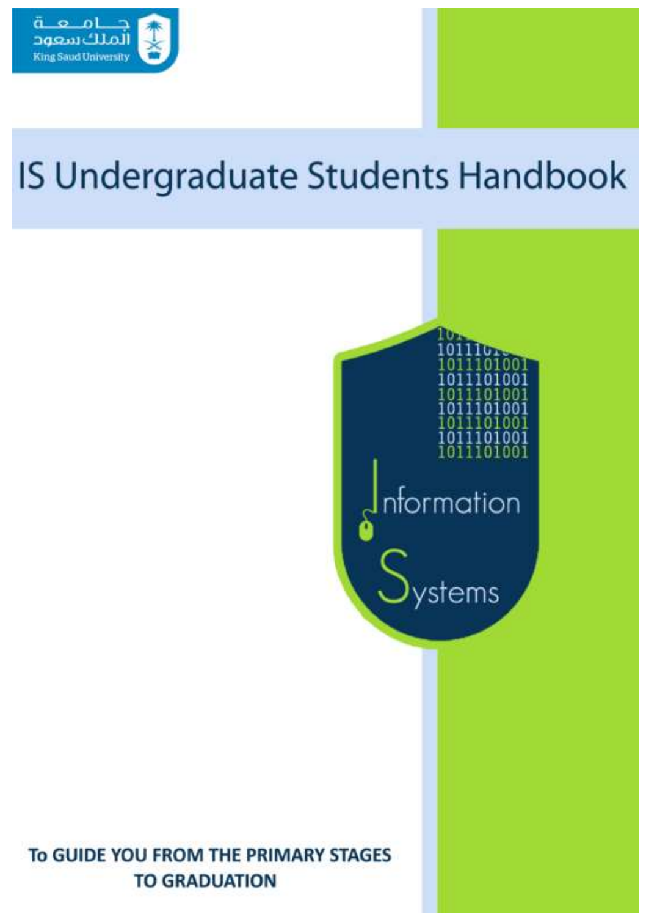جامعة الملك سعود
King Saud University

# IS Undergraduate Students Handbook

Information Systems

**To GUIDE YOU FROM THE PRIMARY STAGES TO GRADUATION**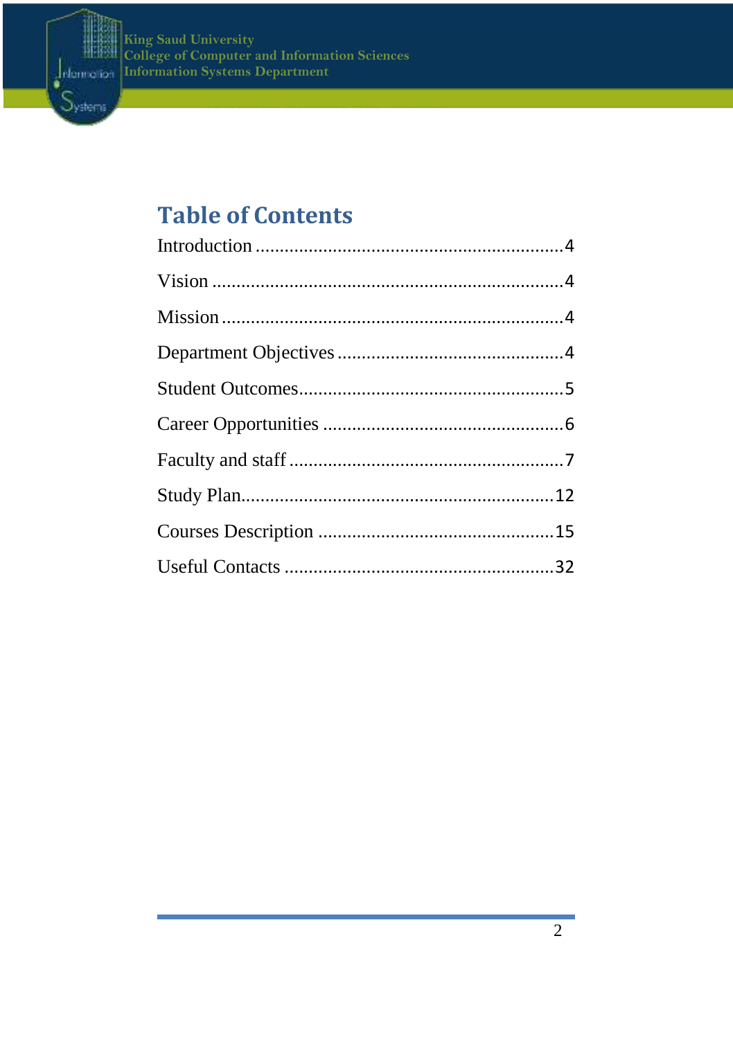# Table of Contents

| Section | Page |
|---|---|
| Introduction | 4 |
| Vision | 4 |
| Mission | 4 |
| Department Objectives | 4 |
| Student Outcomes | 5 |
| Career Opportunities | 6 |
| Faculty and staff | 7 |
| Study Plan | 12 |
| Courses Description | 15 |
| Useful Contacts | 32 |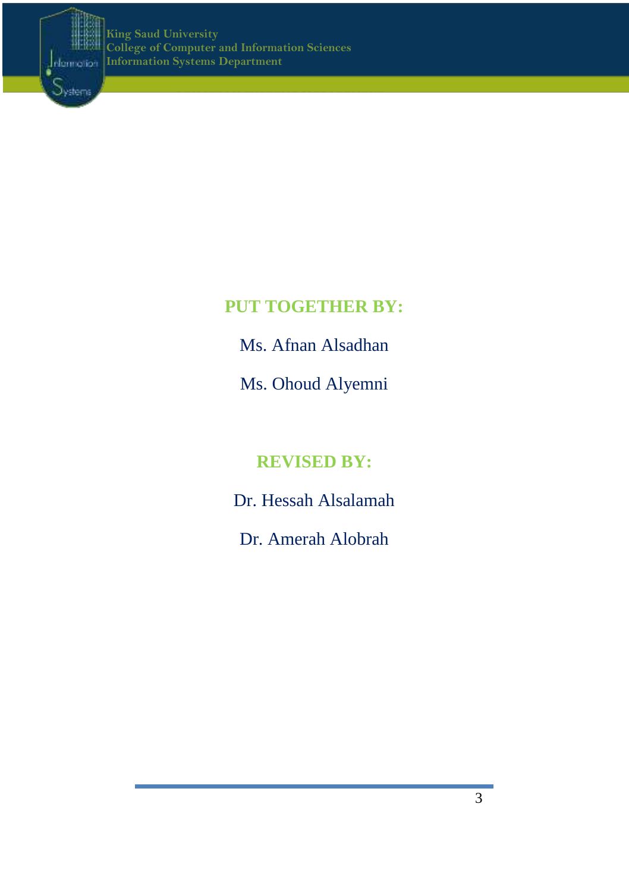**PUT TOGETHER BY:**

Ms. Afnan Alsadhan

Ms. Ohoud Alyemni

**REVISED BY:**

Dr. Hessah Alsalamah

Dr. Amerah Alobrah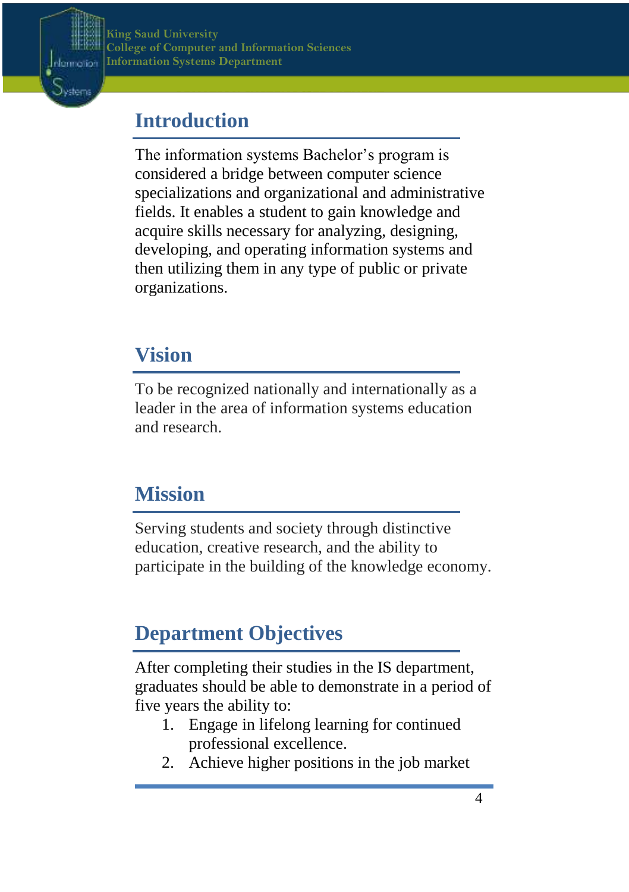## Introduction

The information systems Bachelor's program is considered a bridge between computer science specializations and organizational and administrative fields. It enables a student to gain knowledge and acquire skills necessary for analyzing, designing, developing, and operating information systems and then utilizing them in any type of public or private organizations.

## Vision

To be recognized nationally and internationally as a leader in the area of information systems education and research.

## Mission

Serving students and society through distinctive education, creative research, and the ability to participate in the building of the knowledge economy.

## Department Objectives

After completing their studies in the IS department, graduates should be able to demonstrate in a period of five years the ability to:

1. Engage in lifelong learning for continued professional excellence.
2. Achieve higher positions in the job market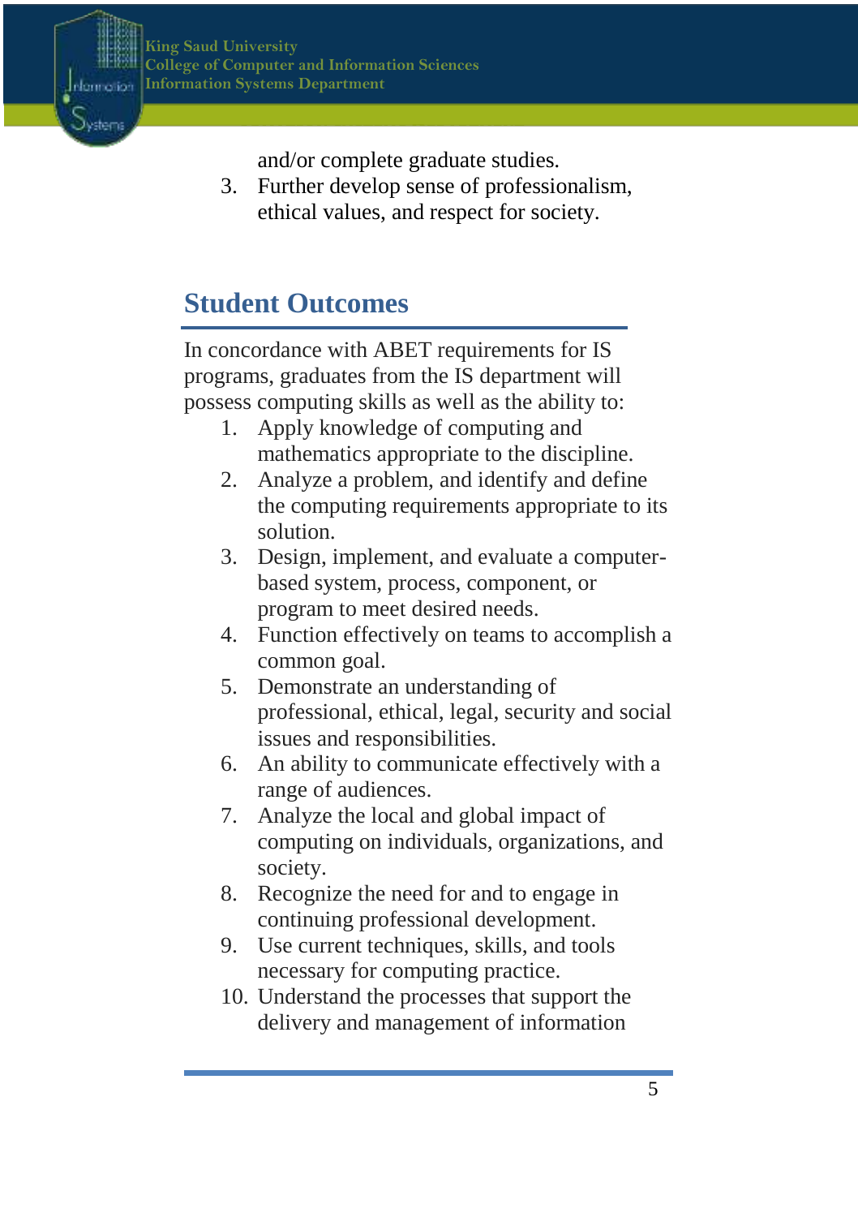and/or complete graduate studies.

3. Further develop sense of professionalism, ethical values, and respect for society.

## Student Outcomes

In concordance with ABET requirements for IS programs, graduates from the IS department will possess computing skills as well as the ability to:

1. Apply knowledge of computing and mathematics appropriate to the discipline.
2. Analyze a problem, and identify and define the computing requirements appropriate to its solution.
3. Design, implement, and evaluate a computer-based system, process, component, or program to meet desired needs.
4. Function effectively on teams to accomplish a common goal.
5. Demonstrate an understanding of professional, ethical, legal, security and social issues and responsibilities.
6. An ability to communicate effectively with a range of audiences.
7. Analyze the local and global impact of computing on individuals, organizations, and society.
8. Recognize the need for and to engage in continuing professional development.
9. Use current techniques, skills, and tools necessary for computing practice.
10. Understand the processes that support the delivery and management of information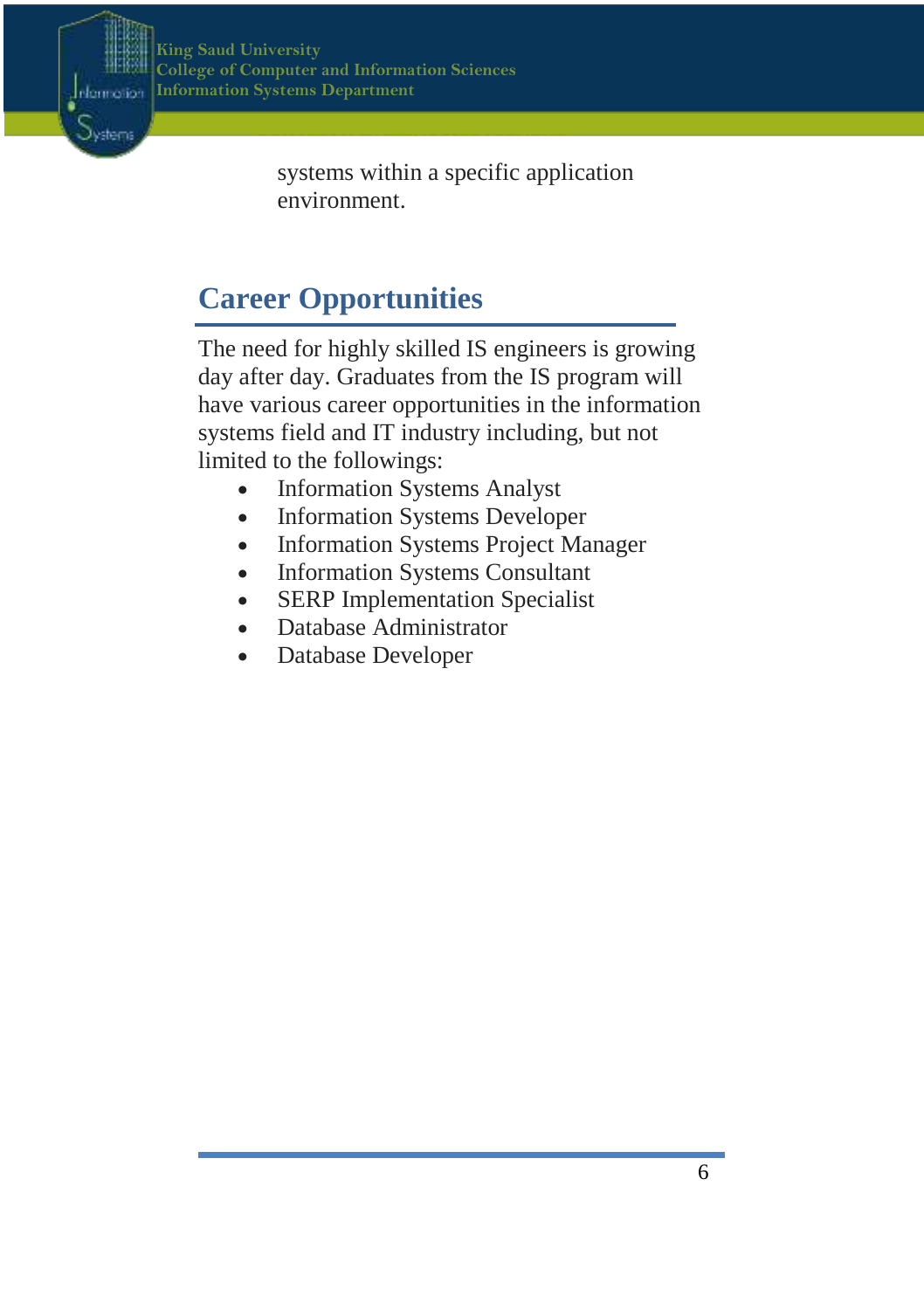systems within a specific application environment.

## Career Opportunities

The need for highly skilled IS engineers is growing day after day. Graduates from the IS program will have various career opportunities in the information systems field and IT industry including, but not limited to the followings:

- Information Systems Analyst
- Information Systems Developer
- Information Systems Project Manager
- Information Systems Consultant
- SERP Implementation Specialist
- Database Administrator
- Database Developer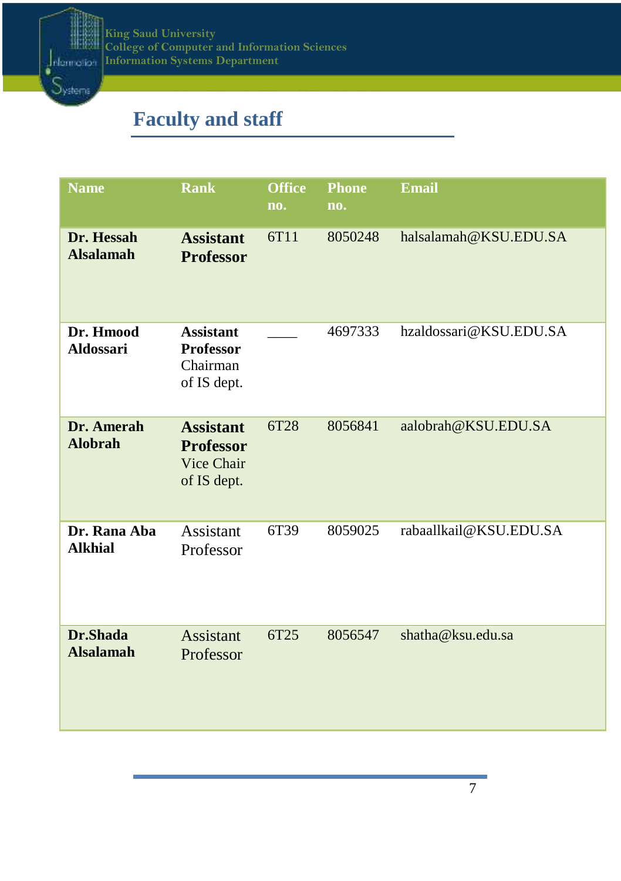King Saud University
College of Computer and Information Sciences
Information Systems Department

## Faculty and staff

| Name | Rank | Office no. | Phone no. | Email |
|---|---|---|---|---|
| **Dr. Hessah Alsalamah** | **Assistant Professor** | 6T11 | 8050248 | halsalamah@KSU.EDU.SA |
| **Dr. Hmood Aldossari** | **Assistant Professor** Chairman of IS dept. | ____ | 4697333 | hzaldossari@KSU.EDU.SA |
| **Dr. Amerah Alobrah** | **Assistant Professor** Vice Chair of IS dept. | 6T28 | 8056841 | aalobrah@KSU.EDU.SA |
| **Dr. Rana Aba Alkhial** | Assistant Professor | 6T39 | 8059025 | rabaallkail@KSU.EDU.SA |
| **Dr.Shada Alsalamah** | Assistant Professor | 6T25 | 8056547 | shatha@ksu.edu.sa |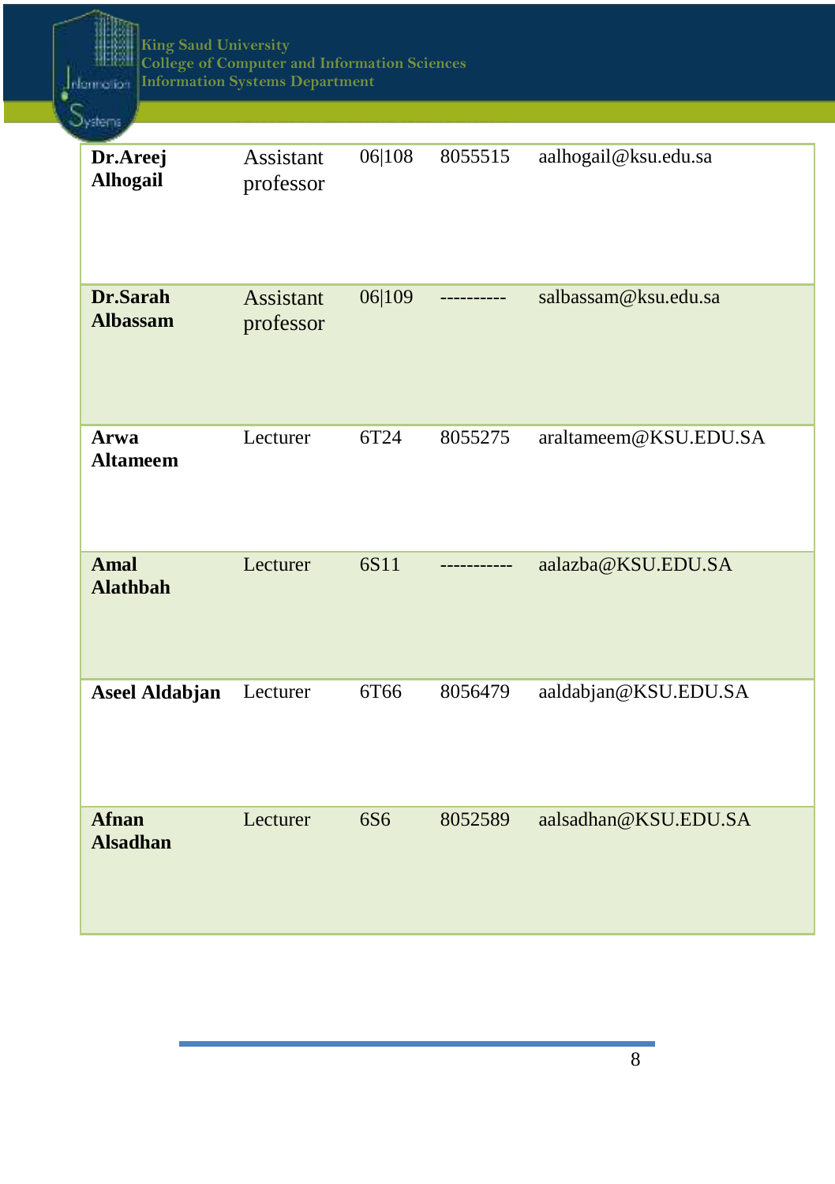| | | | | |
|---|---|---|---|---|
| **Dr.Areej Alhogail** | Assistant professor | 06\|108 | 8055515 | aalhogail@ksu.edu.sa |
| **Dr.Sarah Albassam** | Assistant professor | 06\|109 | ---------- | salbassam@ksu.edu.sa |
| **Arwa Altameem** | Lecturer | 6T24 | 8055275 | araltameem@KSU.EDU.SA |
| **Amal Alathbah** | Lecturer | 6S11 | ----------- | aalazba@KSU.EDU.SA |
| **Aseel Aldabjan** | Lecturer | 6T66 | 8056479 | aaldabjan@KSU.EDU.SA |
| **Afnan Alsadhan** | Lecturer | 6S6 | 8052589 | aalsadhan@KSU.EDU.SA |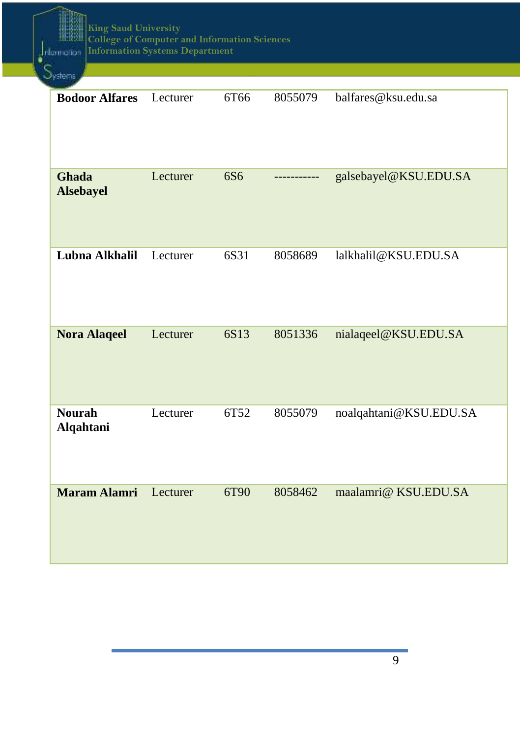| | | | | |
|---|---|---|---|---|
| **Bodoor Alfares** | Lecturer | 6T66 | 8055079 | balfares@ksu.edu.sa |
| **Ghada Alsebayel** | Lecturer | 6S6 | ----------- | galsebayel@KSU.EDU.SA |
| **Lubna Alkhalil** | Lecturer | 6S31 | 8058689 | lalkhalil@KSU.EDU.SA |
| **Nora Alaqeel** | Lecturer | 6S13 | 8051336 | nialaqeel@KSU.EDU.SA |
| **Nourah Alqahtani** | Lecturer | 6T52 | 8055079 | noalqahtani@KSU.EDU.SA |
| **Maram Alamri** | Lecturer | 6T90 | 8058462 | maalamri@ KSU.EDU.SA |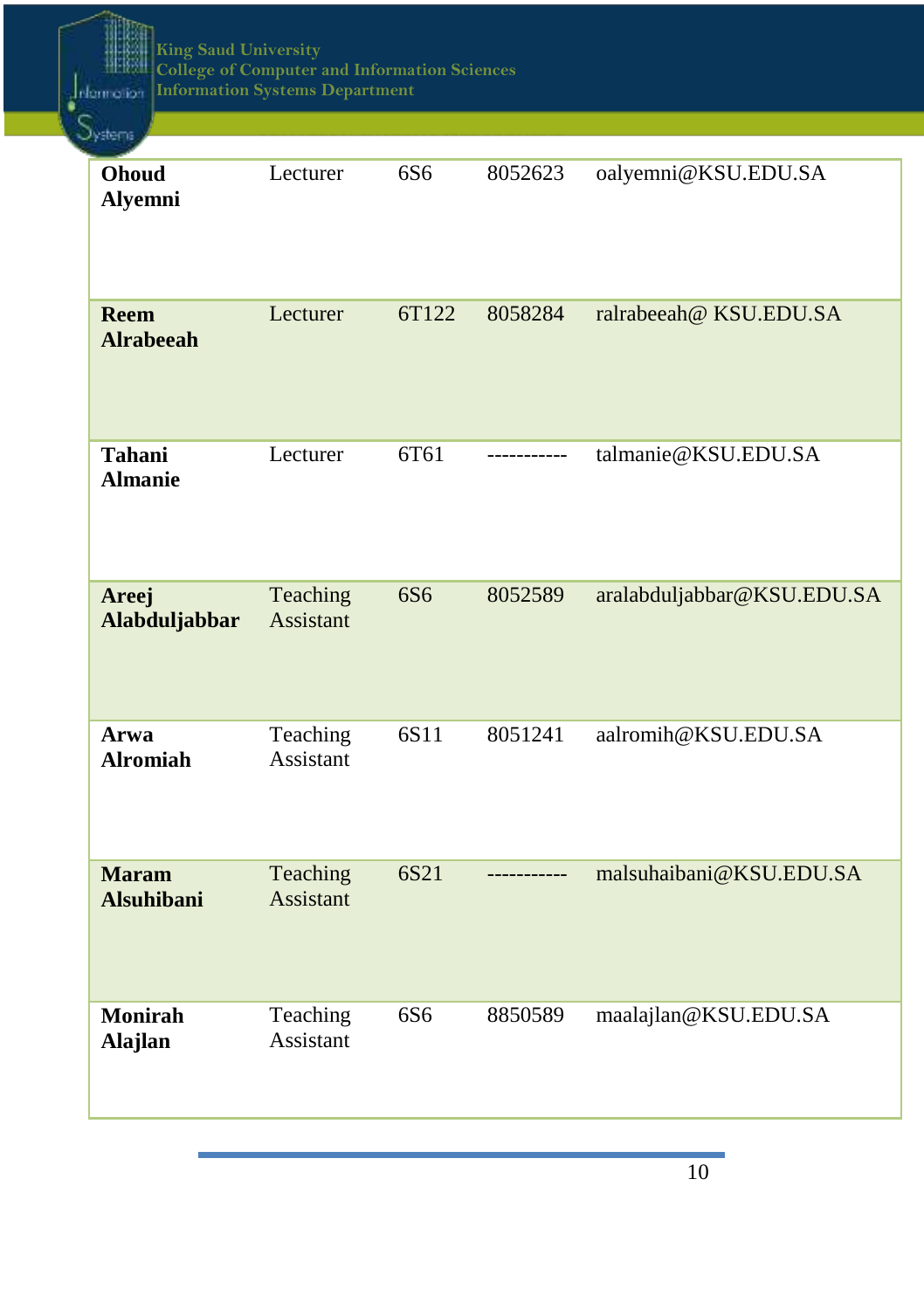| | | | | |
|---|---|---|---|---|
| **Ohoud Alyemni** | Lecturer | 6S6 | 8052623 | oalyemni@KSU.EDU.SA |
| **Reem Alrabeeah** | Lecturer | 6T122 | 8058284 | ralrabeeah@ KSU.EDU.SA |
| **Tahani Almanie** | Lecturer | 6T61 | ----------- | talmanie@KSU.EDU.SA |
| **Areej Alabduljabbar** | Teaching Assistant | 6S6 | 8052589 | aralabduljabbar@KSU.EDU.SA |
| **Arwa Alromiah** | Teaching Assistant | 6S11 | 8051241 | aalromih@KSU.EDU.SA |
| **Maram Alsuhibani** | Teaching Assistant | 6S21 | ----------- | malsuhaibani@KSU.EDU.SA |
| **Monirah Alajlan** | Teaching Assistant | 6S6 | 8850589 | maalajlan@KSU.EDU.SA |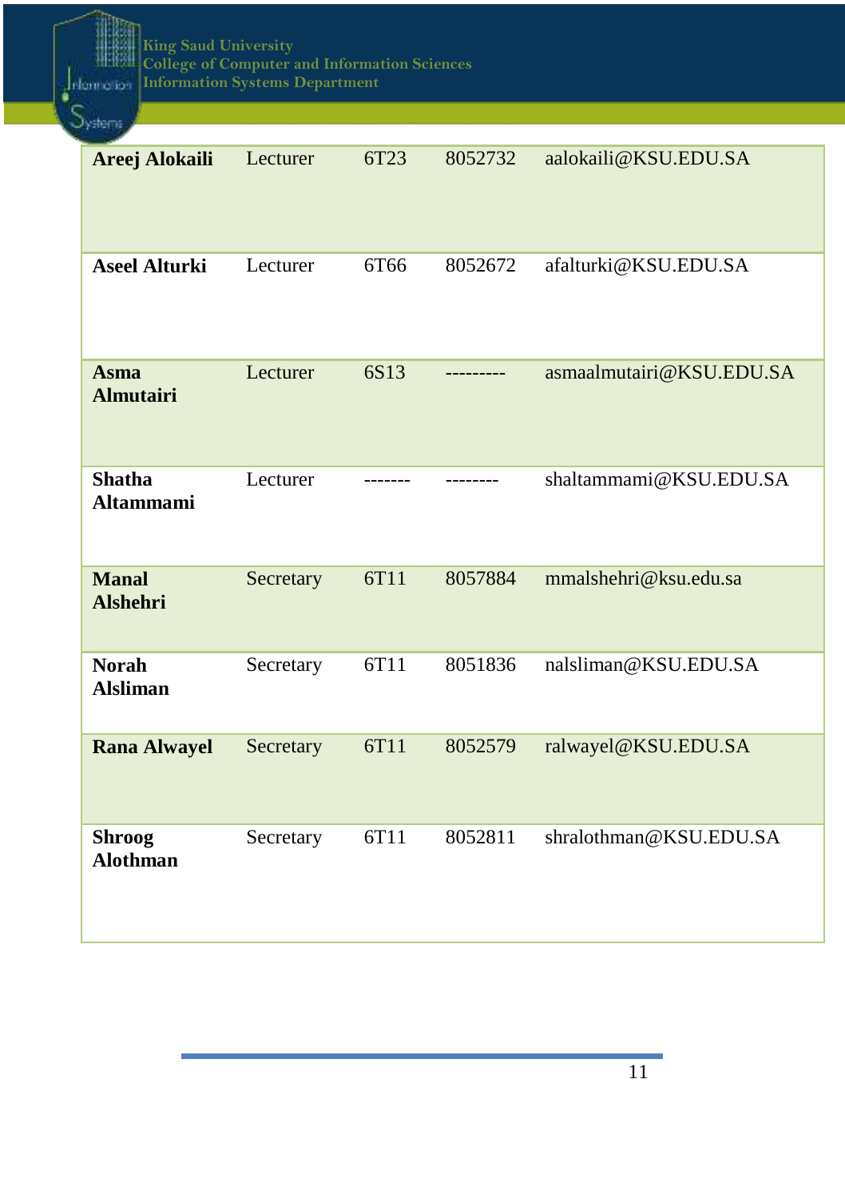| | | | | |
|---|---|---|---|---|
| **Areej Alokaili** | Lecturer | 6T23 | 8052732 | aalokaili@KSU.EDU.SA |
| **Aseel Alturki** | Lecturer | 6T66 | 8052672 | afalturki@KSU.EDU.SA |
| **Asma Almutairi** | Lecturer | 6S13 | --------- | asmaalmutairi@KSU.EDU.SA |
| **Shatha Altammami** | Lecturer | ------- | -------- | shaltammami@KSU.EDU.SA |
| **Manal Alshehri** | Secretary | 6T11 | 8057884 | mmalshehri@ksu.edu.sa |
| **Norah Alsliman** | Secretary | 6T11 | 8051836 | nalsliman@KSU.EDU.SA |
| **Rana Alwayel** | Secretary | 6T11 | 8052579 | ralwayel@KSU.EDU.SA |
| **Shroog Alothman** | Secretary | 6T11 | 8052811 | shralothman@KSU.EDU.SA |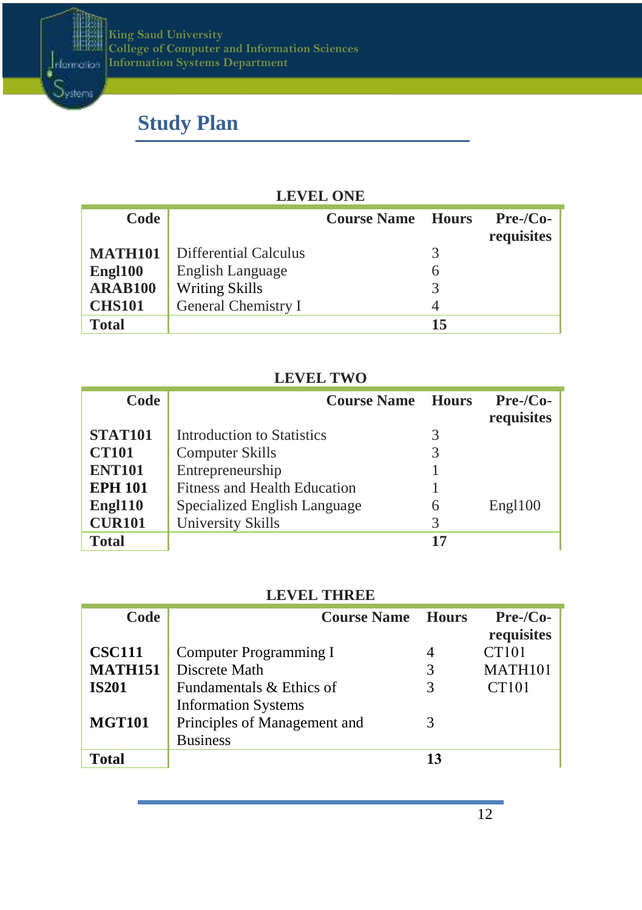## Study Plan

**LEVEL ONE**

| Code | Course Name | Hours | Pre-/Co-requisites |
|---|---|---|---|
| **MATH101** | Differential Calculus | 3 | |
| **Engl100** | English Language | 6 | |
| **ARAB100** | Writing Skills | 3 | |
| **CHS101** | General Chemistry I | 4 | |
| **Total** | | **15** | |

**LEVEL TWO**

| Code | Course Name | Hours | Pre-/Co-requisites |
|---|---|---|---|
| **STAT101** | Introduction to Statistics | 3 | |
| **CT101** | Computer Skills | 3 | |
| **ENT101** | Entrepreneurship | 1 | |
| **EPH 101** | Fitness and Health Education | 1 | |
| **Engl110** | Specialized English Language | 6 | Engl100 |
| **CUR101** | University Skills | 3 | |
| **Total** | | **17** | |

**LEVEL THREE**

| Code | Course Name | Hours | Pre-/Co-requisites |
|---|---|---|---|
| **CSC111** | Computer Programming I | 4 | CT101 |
| **MATH151** | Discrete Math | 3 | MATH101 |
| **IS201** | Fundamentals & Ethics of Information Systems | 3 | CT101 |
| **MGT101** | Principles of Management and Business | 3 | |
| **Total** | | **13** | |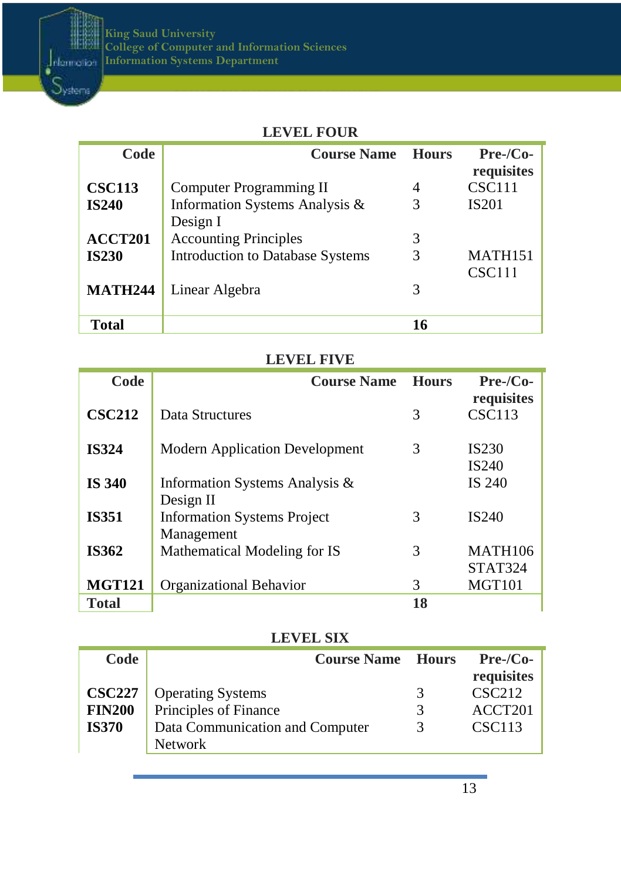### LEVEL FOUR

| Code | Course Name | Hours | Pre-/Co-requisites |
|---|---|---|---|
| **CSC113** | Computer Programming II | 4 | CSC111 |
| **IS240** | Information Systems Analysis & Design I | 3 | IS201 |
| **ACCT201** | Accounting Principles | 3 | |
| **IS230** | Introduction to Database Systems | 3 | MATH151 CSC111 |
| **MATH244** | Linear Algebra | 3 | |
| **Total** | | **16** | |

### LEVEL FIVE

| Code | Course Name | Hours | Pre-/Co-requisites |
|---|---|---|---|
| **CSC212** | Data Structures | 3 | CSC113 |
| **IS324** | Modern Application Development | 3 | IS230 IS240 |
| **IS 340** | Information Systems Analysis & Design II | | IS 240 |
| **IS351** | Information Systems Project Management | 3 | IS240 |
| **IS362** | Mathematical Modeling for IS | 3 | MATH106 STAT324 |
| **MGT121** | Organizational Behavior | 3 | MGT101 |
| **Total** | | **18** | |

### LEVEL SIX

| Code | Course Name | Hours | Pre-/Co-requisites |
|---|---|---|---|
| **CSC227** | Operating Systems | 3 | CSC212 |
| **FIN200** | Principles of Finance | 3 | ACCT201 |
| **IS370** | Data Communication and Computer Network | 3 | CSC113 |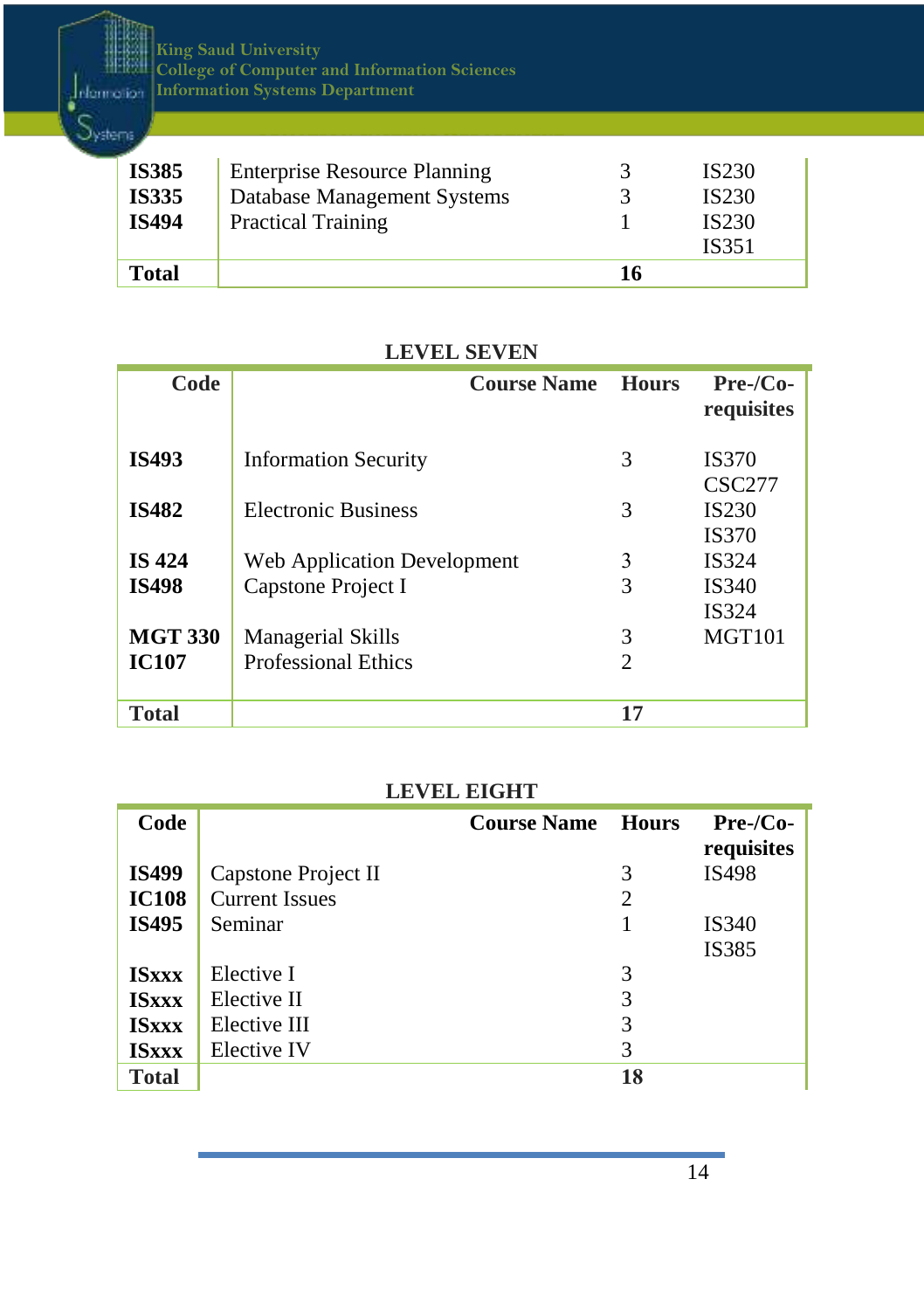| | | | |
|---|---|---|---|
| **IS385** | Enterprise Resource Planning | 3 | IS230 |
| **IS335** | Database Management Systems | 3 | IS230 |
| **IS494** | Practical Training | 1 | IS230<br>IS351 |
| **Total** | | **16** | |

## LEVEL SEVEN

| Code | Course Name | Hours | Pre-/Co-requisites |
|---|---|---|---|
| **IS493** | Information Security | 3 | IS370<br>CSC277 |
| **IS482** | Electronic Business | 3 | IS230<br>IS370 |
| **IS 424** | Web Application Development | 3 | IS324 |
| **IS498** | Capstone Project I | 3 | IS340<br>IS324 |
| **MGT 330** | Managerial Skills | 3 | MGT101 |
| **IC107** | Professional Ethics | 2 | |
| **Total** | | **17** | |

## LEVEL EIGHT

| Code | Course Name | Hours | Pre-/Co-requisites |
|---|---|---|---|
| **IS499** | Capstone Project II | 3 | IS498 |
| **IC108** | Current Issues | 2 | |
| **IS495** | Seminar | 1 | IS340<br>IS385 |
| **ISxxx** | Elective I | 3 | |
| **ISxxx** | Elective II | 3 | |
| **ISxxx** | Elective III | 3 | |
| **ISxxx** | Elective IV | 3 | |
| **Total** | | **18** | |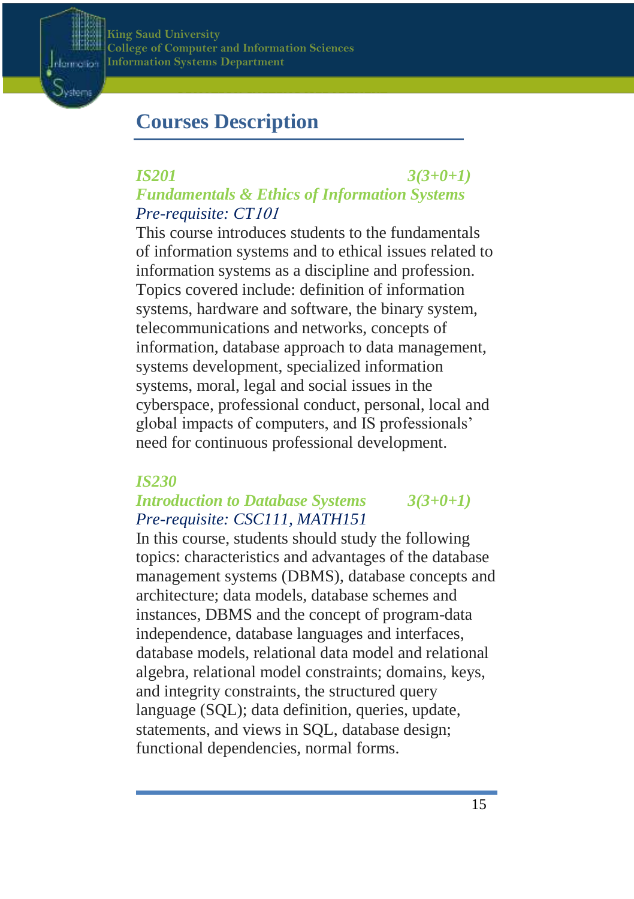# Courses Description

***IS201*** ***3(3+0+1)***
***Fundamentals & Ethics of Information Systems***
*Pre-requisite: CT101*

This course introduces students to the fundamentals of information systems and to ethical issues related to information systems as a discipline and profession. Topics covered include: definition of information systems, hardware and software, the binary system, telecommunications and networks, concepts of information, database approach to data management, systems development, specialized information systems, moral, legal and social issues in the cyberspace, professional conduct, personal, local and global impacts of computers, and IS professionals' need for continuous professional development.

***IS230***
***Introduction to Database Systems*** ***3(3+0+1)***
*Pre-requisite: CSC111, MATH151*

In this course, students should study the following topics: characteristics and advantages of the database management systems (DBMS), database concepts and architecture; data models, database schemes and instances, DBMS and the concept of program-data independence, database languages and interfaces, database models, relational data model and relational algebra, relational model constraints; domains, keys, and integrity constraints, the structured query language (SQL); data definition, queries, update, statements, and views in SQL, database design; functional dependencies, normal forms.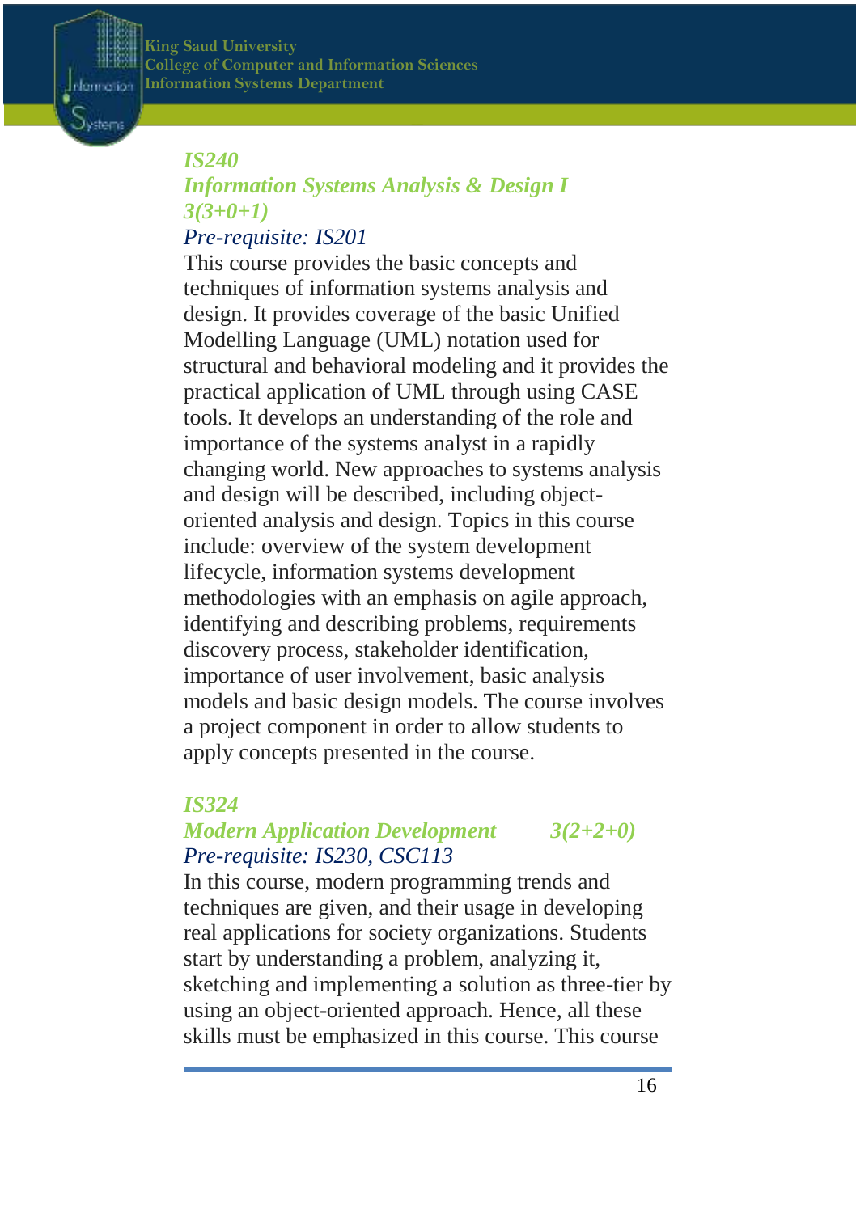### *IS240*

### *Information Systems Analysis & Design I*

*3(3+0+1)*

*Pre-requisite: IS201*

This course provides the basic concepts and techniques of information systems analysis and design. It provides coverage of the basic Unified Modelling Language (UML) notation used for structural and behavioral modeling and it provides the practical application of UML through using CASE tools. It develops an understanding of the role and importance of the systems analyst in a rapidly changing world. New approaches to systems analysis and design will be described, including object-oriented analysis and design. Topics in this course include: overview of the system development lifecycle, information systems development methodologies with an emphasis on agile approach, identifying and describing problems, requirements discovery process, stakeholder identification, importance of user involvement, basic analysis models and basic design models. The course involves a project component in order to allow students to apply concepts presented in the course.

### *IS324*

### *Modern Application Development* 3(2+2+0)

*Pre-requisite: IS230, CSC113*

In this course, modern programming trends and techniques are given, and their usage in developing real applications for society organizations. Students start by understanding a problem, analyzing it, sketching and implementing a solution as three-tier by using an object-oriented approach. Hence, all these skills must be emphasized in this course. This course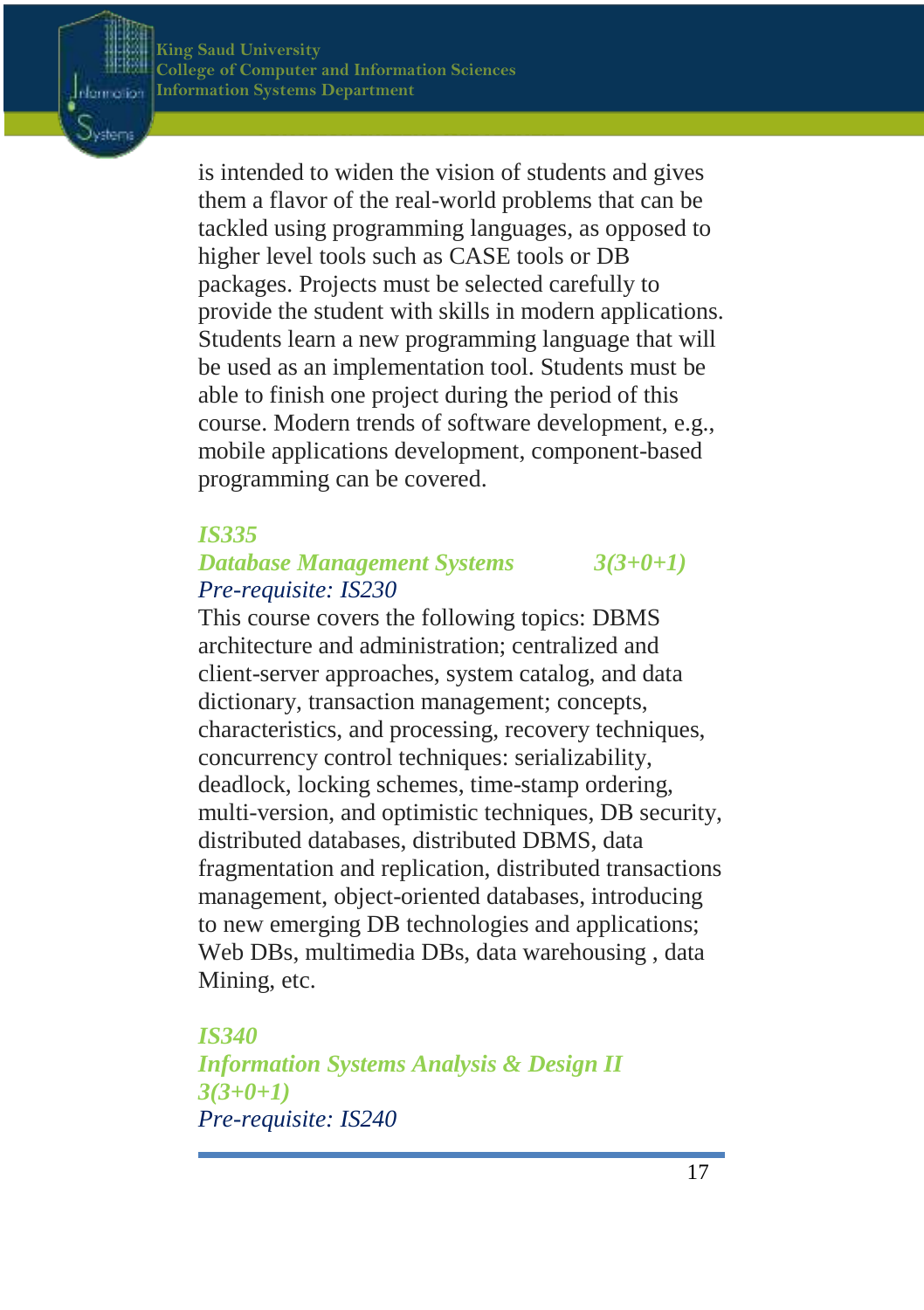is intended to widen the vision of students and gives them a flavor of the real-world problems that can be tackled using programming languages, as opposed to higher level tools such as CASE tools or DB packages. Projects must be selected carefully to provide the student with skills in modern applications. Students learn a new programming language that will be used as an implementation tool. Students must be able to finish one project during the period of this course. Modern trends of software development, e.g., mobile applications development, component-based programming can be covered.

***IS335***
***Database Management Systems 3(3+0+1)***
*Pre-requisite: IS230*

This course covers the following topics: DBMS architecture and administration; centralized and client-server approaches, system catalog, and data dictionary, transaction management; concepts, characteristics, and processing, recovery techniques, concurrency control techniques: serializability, deadlock, locking schemes, time-stamp ordering, multi-version, and optimistic techniques, DB security, distributed databases, distributed DBMS, data fragmentation and replication, distributed transactions management, object-oriented databases, introducing to new emerging DB technologies and applications; Web DBs, multimedia DBs, data warehousing , data Mining, etc.

***IS340***
***Information Systems Analysis & Design II***
***3(3+0+1)***
*Pre-requisite: IS240*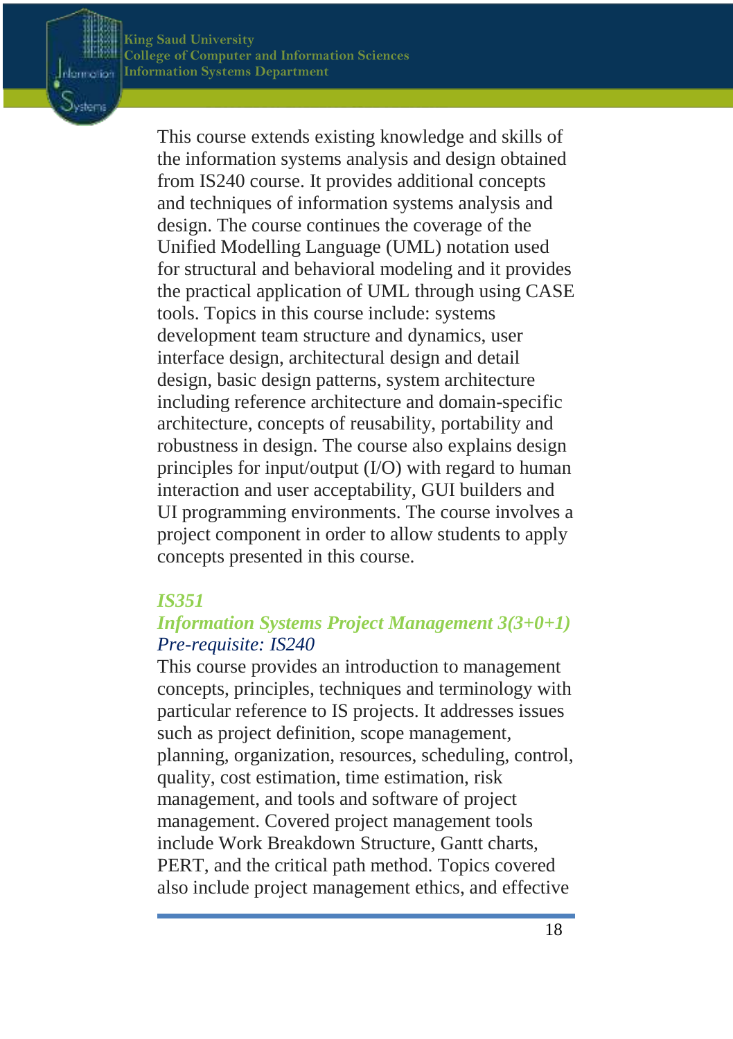This course extends existing knowledge and skills of the information systems analysis and design obtained from IS240 course. It provides additional concepts and techniques of information systems analysis and design. The course continues the coverage of the Unified Modelling Language (UML) notation used for structural and behavioral modeling and it provides the practical application of UML through using CASE tools. Topics in this course include: systems development team structure and dynamics, user interface design, architectural design and detail design, basic design patterns, system architecture including reference architecture and domain-specific architecture, concepts of reusability, portability and robustness in design. The course also explains design principles for input/output (I/O) with regard to human interaction and user acceptability, GUI builders and UI programming environments. The course involves a project component in order to allow students to apply concepts presented in this course.

### *IS351*

### *Information Systems Project Management 3(3+0+1)*

*Pre-requisite: IS240*

This course provides an introduction to management concepts, principles, techniques and terminology with particular reference to IS projects. It addresses issues such as project definition, scope management, planning, organization, resources, scheduling, control, quality, cost estimation, time estimation, risk management, and tools and software of project management. Covered project management tools include Work Breakdown Structure, Gantt charts, PERT, and the critical path method. Topics covered also include project management ethics, and effective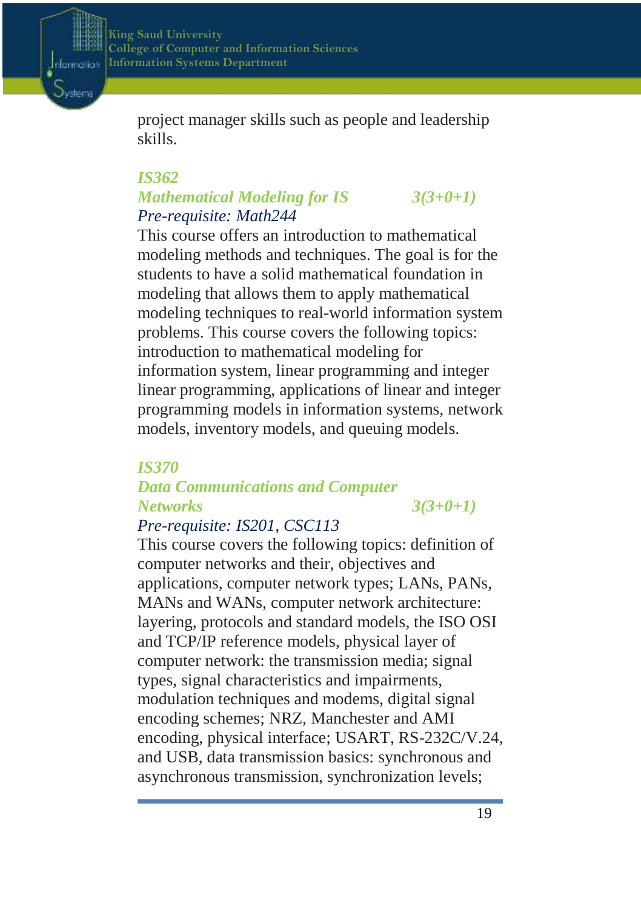project manager skills such as people and leadership skills.

### *IS362*

### *Mathematical Modeling for IS* *3(3+0+1)*

*Pre-requisite: Math244*

This course offers an introduction to mathematical modeling methods and techniques. The goal is for the students to have a solid mathematical foundation in modeling that allows them to apply mathematical modeling techniques to real-world information system problems. This course covers the following topics: introduction to mathematical modeling for information system, linear programming and integer linear programming, applications of linear and integer programming models in information systems, network models, inventory models, and queuing models.

### *IS370*

### *Data Communications and Computer Networks* *3(3+0+1)*

*Pre-requisite: IS201, CSC113*

This course covers the following topics: definition of computer networks and their, objectives and applications, computer network types; LANs, PANs, MANs and WANs, computer network architecture: layering, protocols and standard models, the ISO OSI and TCP/IP reference models, physical layer of computer network: the transmission media; signal types, signal characteristics and impairments, modulation techniques and modems, digital signal encoding schemes; NRZ, Manchester and AMI encoding, physical interface; USART, RS-232C/V.24, and USB, data transmission basics: synchronous and asynchronous transmission, synchronization levels;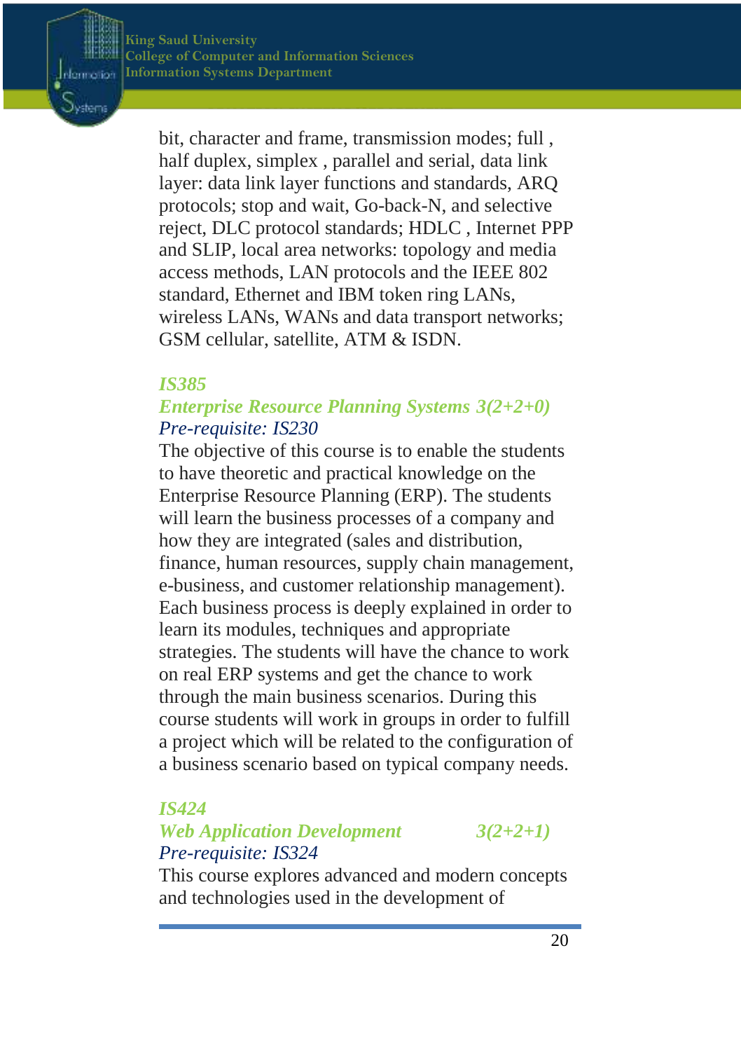bit, character and frame, transmission modes; full , half duplex, simplex , parallel and serial, data link layer: data link layer functions and standards, ARQ protocols; stop and wait, Go-back-N, and selective reject, DLC protocol standards; HDLC , Internet PPP and SLIP, local area networks: topology and media access methods, LAN protocols and the IEEE 802 standard, Ethernet and IBM token ring LANs, wireless LANs, WANs and data transport networks; GSM cellular, satellite, ATM & ISDN.

***IS385***

***Enterprise Resource Planning Systems 3(2+2+0)***

*Pre-requisite: IS230*

The objective of this course is to enable the students to have theoretic and practical knowledge on the Enterprise Resource Planning (ERP). The students will learn the business processes of a company and how they are integrated (sales and distribution, finance, human resources, supply chain management, e-business, and customer relationship management). Each business process is deeply explained in order to learn its modules, techniques and appropriate strategies. The students will have the chance to work on real ERP systems and get the chance to work through the main business scenarios. During this course students will work in groups in order to fulfill a project which will be related to the configuration of a business scenario based on typical company needs.

***IS424***

***Web Application Development 3(2+2+1)***

*Pre-requisite: IS324*

This course explores advanced and modern concepts and technologies used in the development of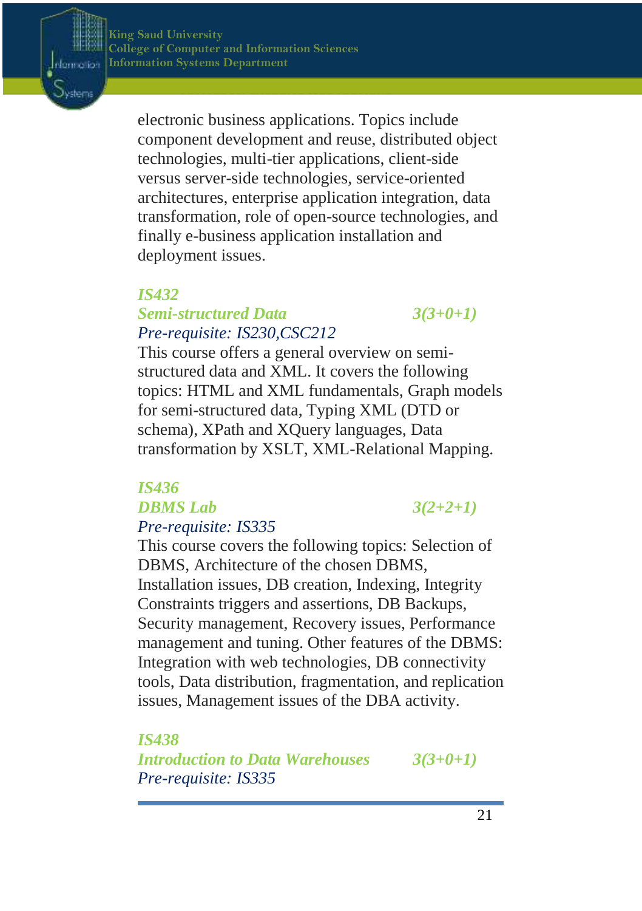electronic business applications. Topics include component development and reuse, distributed object technologies, multi-tier applications, client-side versus server-side technologies, service-oriented architectures, enterprise application integration, data transformation, role of open-source technologies, and finally e-business application installation and deployment issues.

### *IS432*
### *Semi-structured Data* 3(3+0+1)

*Pre-requisite: IS230,CSC212*

This course offers a general overview on semi-structured data and XML. It covers the following topics: HTML and XML fundamentals, Graph models for semi-structured data, Typing XML (DTD or schema), XPath and XQuery languages, Data transformation by XSLT, XML-Relational Mapping.

### *IS436*
### *DBMS Lab* 3(2+2+1)

*Pre-requisite: IS335*

This course covers the following topics: Selection of DBMS, Architecture of the chosen DBMS, Installation issues, DB creation, Indexing, Integrity Constraints triggers and assertions, DB Backups, Security management, Recovery issues, Performance management and tuning. Other features of the DBMS: Integration with web technologies, DB connectivity tools, Data distribution, fragmentation, and replication issues, Management issues of the DBA activity.

### *IS438*
### *Introduction to Data Warehouses* 3(3+0+1)

*Pre-requisite: IS335*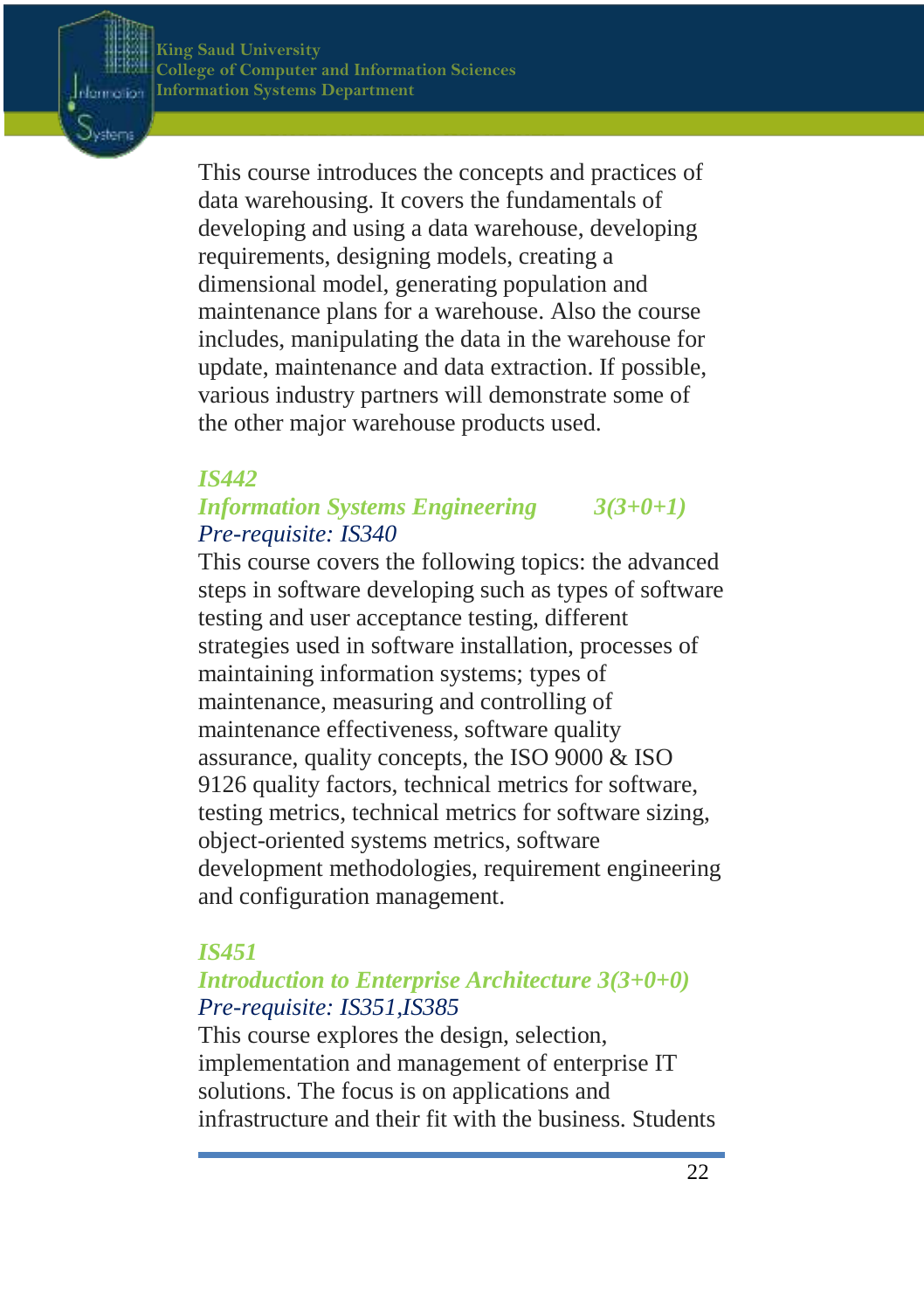This course introduces the concepts and practices of data warehousing. It covers the fundamentals of developing and using a data warehouse, developing requirements, designing models, creating a dimensional model, generating population and maintenance plans for a warehouse. Also the course includes, manipulating the data in the warehouse for update, maintenance and data extraction. If possible, various industry partners will demonstrate some of the other major warehouse products used.

### *IS442*

### *Information Systems Engineering 3(3+0+1)*

*Pre-requisite: IS340*

This course covers the following topics: the advanced steps in software developing such as types of software testing and user acceptance testing, different strategies used in software installation, processes of maintaining information systems; types of maintenance, measuring and controlling of maintenance effectiveness, software quality assurance, quality concepts, the ISO 9000 & ISO 9126 quality factors, technical metrics for software, testing metrics, technical metrics for software sizing, object-oriented systems metrics, software development methodologies, requirement engineering and configuration management.

### *IS451*

### *Introduction to Enterprise Architecture 3(3+0+0)*

*Pre-requisite: IS351,IS385*

This course explores the design, selection, implementation and management of enterprise IT solutions. The focus is on applications and infrastructure and their fit with the business. Students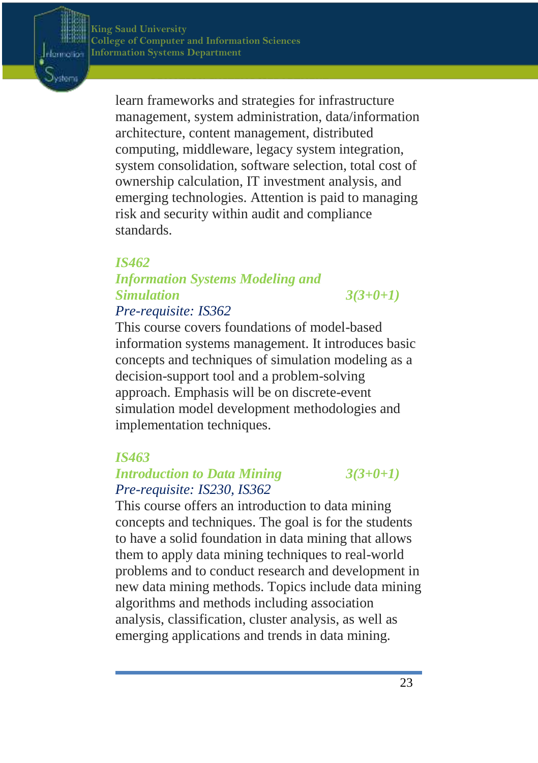learn frameworks and strategies for infrastructure management, system administration, data/information architecture, content management, distributed computing, middleware, legacy system integration, system consolidation, software selection, total cost of ownership calculation, IT investment analysis, and emerging technologies. Attention is paid to managing risk and security within audit and compliance standards.

### *IS462*
### *Information Systems Modeling and Simulation* — *3(3+0+1)*

*Pre-requisite: IS362*

This course covers foundations of model-based information systems management. It introduces basic concepts and techniques of simulation modeling as a decision-support tool and a problem-solving approach. Emphasis will be on discrete-event simulation model development methodologies and implementation techniques.

### *IS463*
### *Introduction to Data Mining* — *3(3+0+1)*

*Pre-requisite: IS230, IS362*

This course offers an introduction to data mining concepts and techniques. The goal is for the students to have a solid foundation in data mining that allows them to apply data mining techniques to real-world problems and to conduct research and development in new data mining methods. Topics include data mining algorithms and methods including association analysis, classification, cluster analysis, as well as emerging applications and trends in data mining.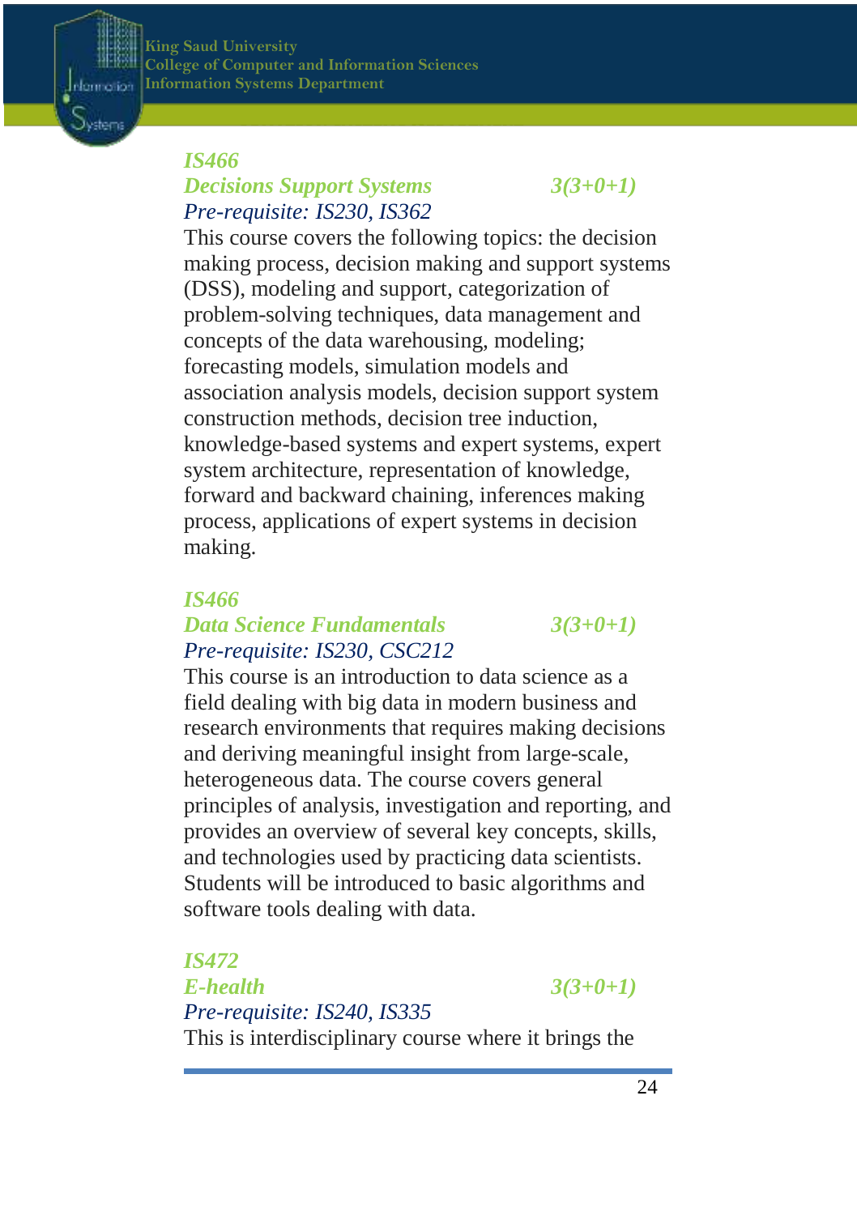### *IS466*
### *Decisions Support Systems* *3(3+0+1)*
*Pre-requisite: IS230, IS362*

This course covers the following topics: the decision making process, decision making and support systems (DSS), modeling and support, categorization of problem-solving techniques, data management and concepts of the data warehousing, modeling; forecasting models, simulation models and association analysis models, decision support system construction methods, decision tree induction, knowledge-based systems and expert systems, expert system architecture, representation of knowledge, forward and backward chaining, inferences making process, applications of expert systems in decision making.

### *IS466*
### *Data Science Fundamentals* *3(3+0+1)*
*Pre-requisite: IS230, CSC212*

This course is an introduction to data science as a field dealing with big data in modern business and research environments that requires making decisions and deriving meaningful insight from large-scale, heterogeneous data. The course covers general principles of analysis, investigation and reporting, and provides an overview of several key concepts, skills, and technologies used by practicing data scientists. Students will be introduced to basic algorithms and software tools dealing with data.

### *IS472*
### *E-health* *3(3+0+1)*
*Pre-requisite: IS240, IS335*

This is interdisciplinary course where it brings the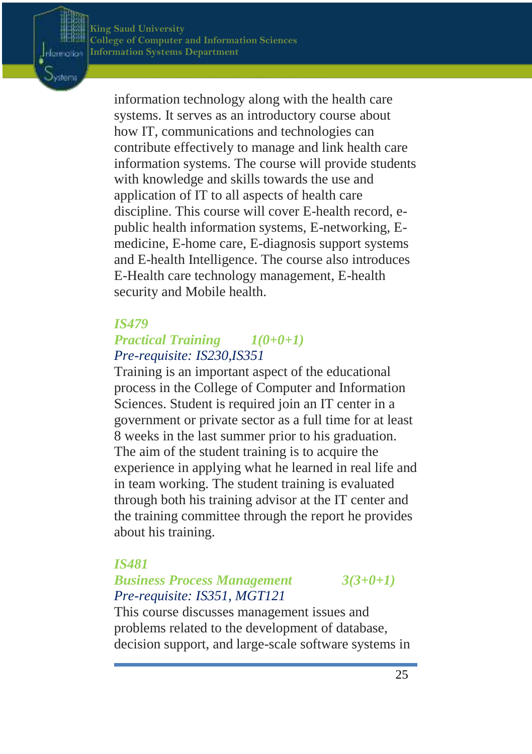information technology along with the health care systems. It serves as an introductory course about how IT, communications and technologies can contribute effectively to manage and link health care information systems. The course will provide students with knowledge and skills towards the use and application of IT to all aspects of health care discipline. This course will cover E-health record, e-public health information systems, E-networking, E-medicine, E-home care, E-diagnosis support systems and E-health Intelligence. The course also introduces E-Health care technology management, E-health security and Mobile health.

### *IS479*

### *Practical Training 1(0+0+1)*

*Pre-requisite: IS230,IS351*

Training is an important aspect of the educational process in the College of Computer and Information Sciences. Student is required join an IT center in a government or private sector as a full time for at least 8 weeks in the last summer prior to his graduation. The aim of the student training is to acquire the experience in applying what he learned in real life and in team working. The student training is evaluated through both his training advisor at the IT center and the training committee through the report he provides about his training.

### *IS481*

### *Business Process Management 3(3+0+1)*

*Pre-requisite: IS351, MGT121*

This course discusses management issues and problems related to the development of database, decision support, and large-scale software systems in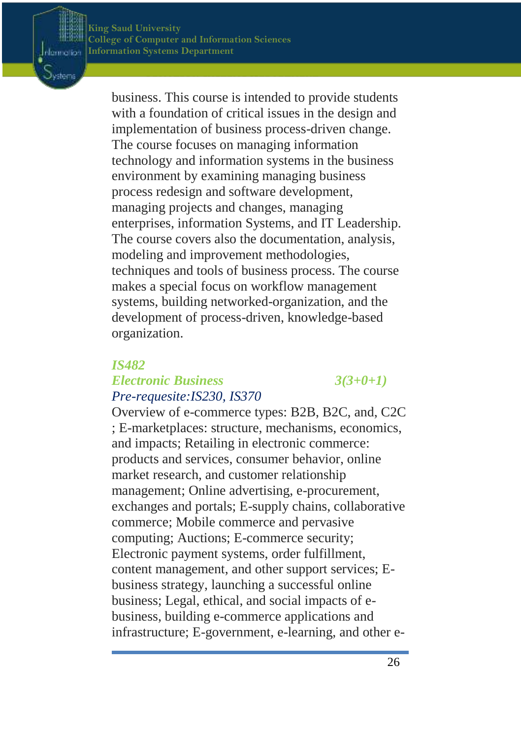business. This course is intended to provide students with a foundation of critical issues in the design and implementation of business process-driven change. The course focuses on managing information technology and information systems in the business environment by examining managing business process redesign and software development, managing projects and changes, managing enterprises, information Systems, and IT Leadership. The course covers also the documentation, analysis, modeling and improvement methodologies, techniques and tools of business process. The course makes a special focus on workflow management systems, building networked-organization, and the development of process-driven, knowledge-based organization.

### *IS482*

### *Electronic Business* *3(3+0+1)*

*Pre-requesite:IS230, IS370*

Overview of e-commerce types: B2B, B2C, and, C2C ; E-marketplaces: structure, mechanisms, economics, and impacts; Retailing in electronic commerce: products and services, consumer behavior, online market research, and customer relationship management; Online advertising, e-procurement, exchanges and portals; E-supply chains, collaborative commerce; Mobile commerce and pervasive computing; Auctions; E-commerce security; Electronic payment systems, order fulfillment, content management, and other support services; E-business strategy, launching a successful online business; Legal, ethical, and social impacts of e-business, building e-commerce applications and infrastructure; E-government, e-learning, and other e-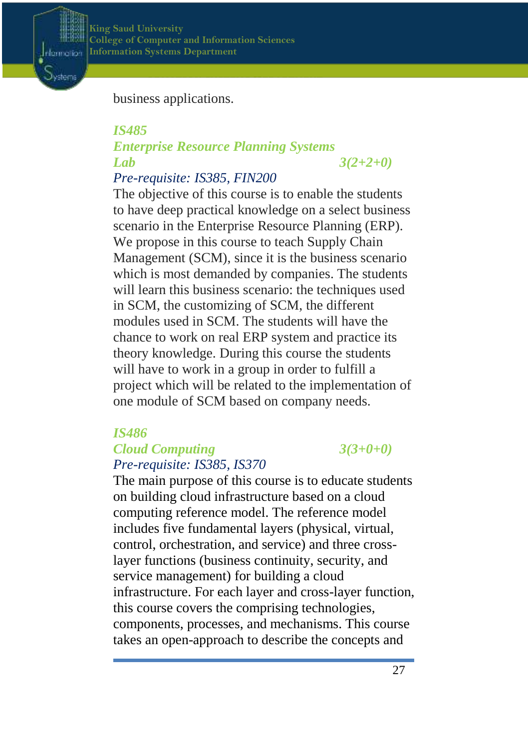business applications.

### *IS485*

### *Enterprise Resource Planning Systems Lab* — *3(2+2+0)*

*Pre-requisite: IS385, FIN200*

The objective of this course is to enable the students to have deep practical knowledge on a select business scenario in the Enterprise Resource Planning (ERP). We propose in this course to teach Supply Chain Management (SCM), since it is the business scenario which is most demanded by companies. The students will learn this business scenario: the techniques used in SCM, the customizing of SCM, the different modules used in SCM. The students will have the chance to work on real ERP system and practice its theory knowledge. During this course the students will have to work in a group in order to fulfill a project which will be related to the implementation of one module of SCM based on company needs.

### *IS486*

### *Cloud Computing* — *3(3+0+0)*

*Pre-requisite: IS385, IS370*

The main purpose of this course is to educate students on building cloud infrastructure based on a cloud computing reference model. The reference model includes five fundamental layers (physical, virtual, control, orchestration, and service) and three cross-layer functions (business continuity, security, and service management) for building a cloud infrastructure. For each layer and cross-layer function, this course covers the comprising technologies, components, processes, and mechanisms. This course takes an open-approach to describe the concepts and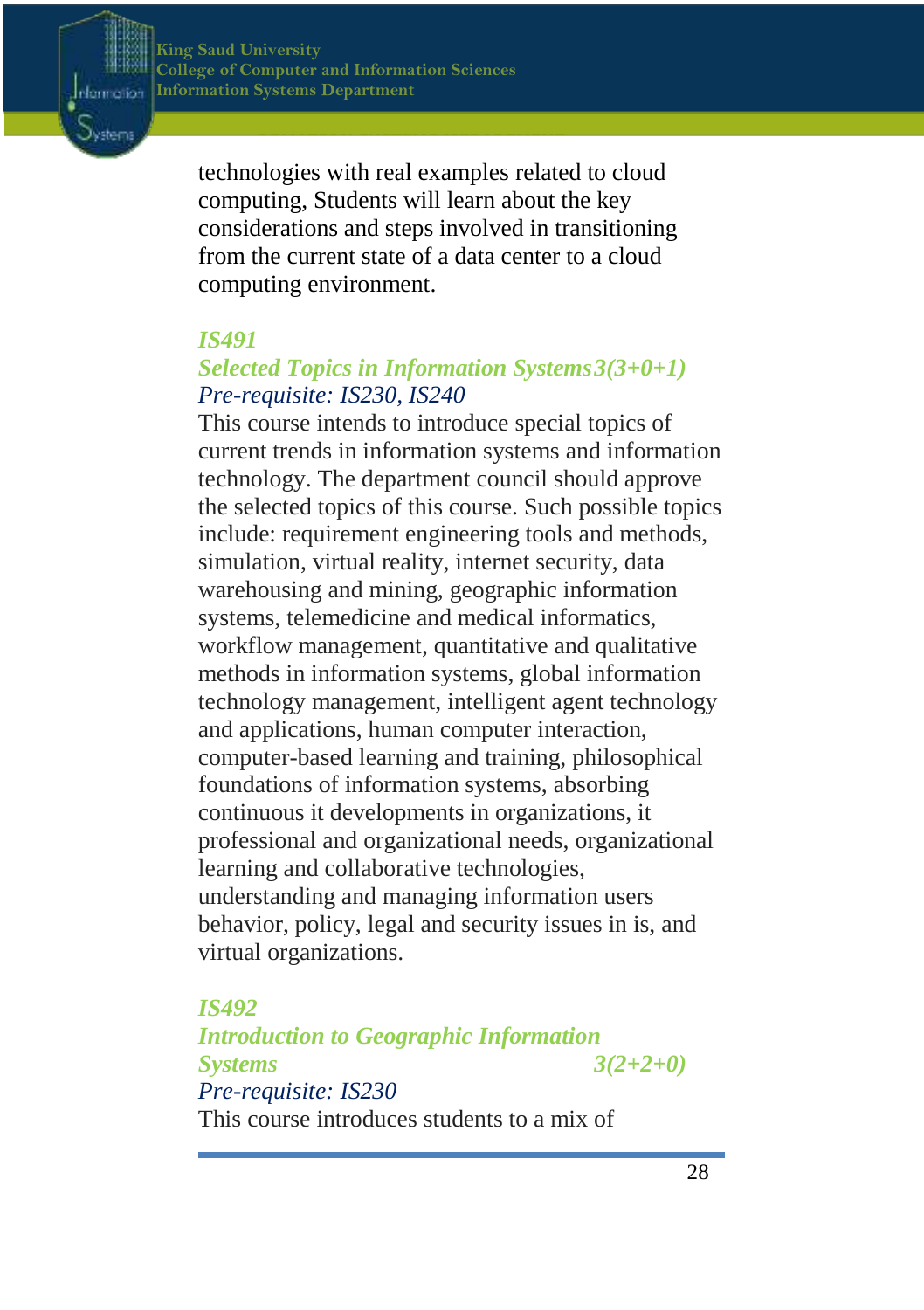technologies with real examples related to cloud computing, Students will learn about the key considerations and steps involved in transitioning from the current state of a data center to a cloud computing environment.

### *IS491*

### *Selected Topics in Information Systems 3(3+0+1)*

*Pre-requisite: IS230, IS240*

This course intends to introduce special topics of current trends in information systems and information technology. The department council should approve the selected topics of this course. Such possible topics include: requirement engineering tools and methods, simulation, virtual reality, internet security, data warehousing and mining, geographic information systems, telemedicine and medical informatics, workflow management, quantitative and qualitative methods in information systems, global information technology management, intelligent agent technology and applications, human computer interaction, computer-based learning and training, philosophical foundations of information systems, absorbing continuous it developments in organizations, it professional and organizational needs, organizational learning and collaborative technologies, understanding and managing information users behavior, policy, legal and security issues in is, and virtual organizations.

### *IS492*

### *Introduction to Geographic Information Systems 3(2+2+0)*

*Pre-requisite: IS230*

This course introduces students to a mix of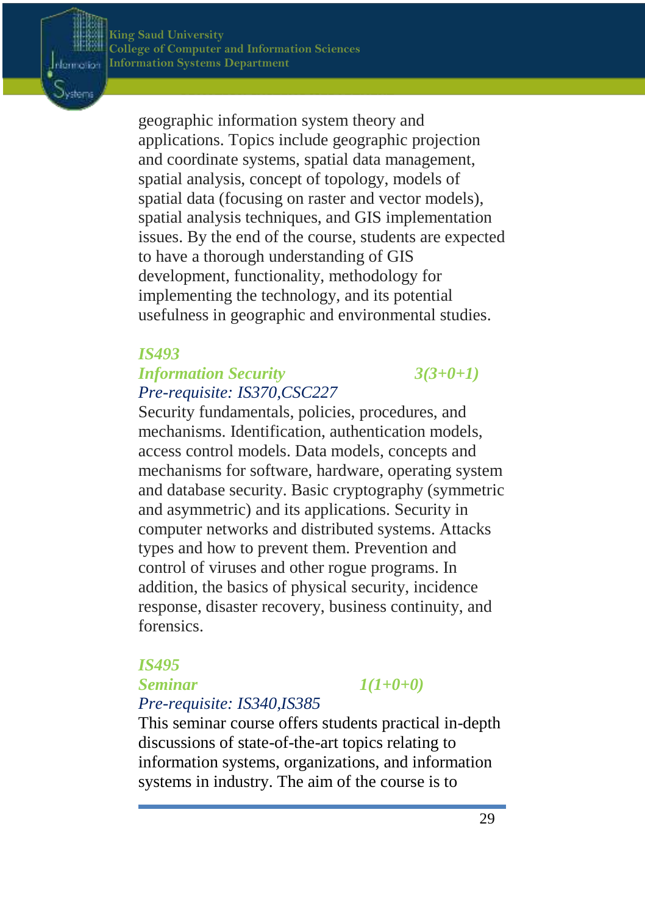geographic information system theory and applications. Topics include geographic projection and coordinate systems, spatial data management, spatial analysis, concept of topology, models of spatial data (focusing on raster and vector models), spatial analysis techniques, and GIS implementation issues. By the end of the course, students are expected to have a thorough understanding of GIS development, functionality, methodology for implementing the technology, and its potential usefulness in geographic and environmental studies.

***IS493***

***Information Security*** ***3(3+0+1)***

*Pre-requisite: IS370,CSC227*

Security fundamentals, policies, procedures, and mechanisms. Identification, authentication models, access control models. Data models, concepts and mechanisms for software, hardware, operating system and database security. Basic cryptography (symmetric and asymmetric) and its applications. Security in computer networks and distributed systems. Attacks types and how to prevent them. Prevention and control of viruses and other rogue programs. In addition, the basics of physical security, incidence response, disaster recovery, business continuity, and forensics.

***IS495***

***Seminar*** ***1(1+0+0)***

*Pre-requisite: IS340,IS385*

This seminar course offers students practical in-depth discussions of state-of-the-art topics relating to information systems, organizations, and information systems in industry. The aim of the course is to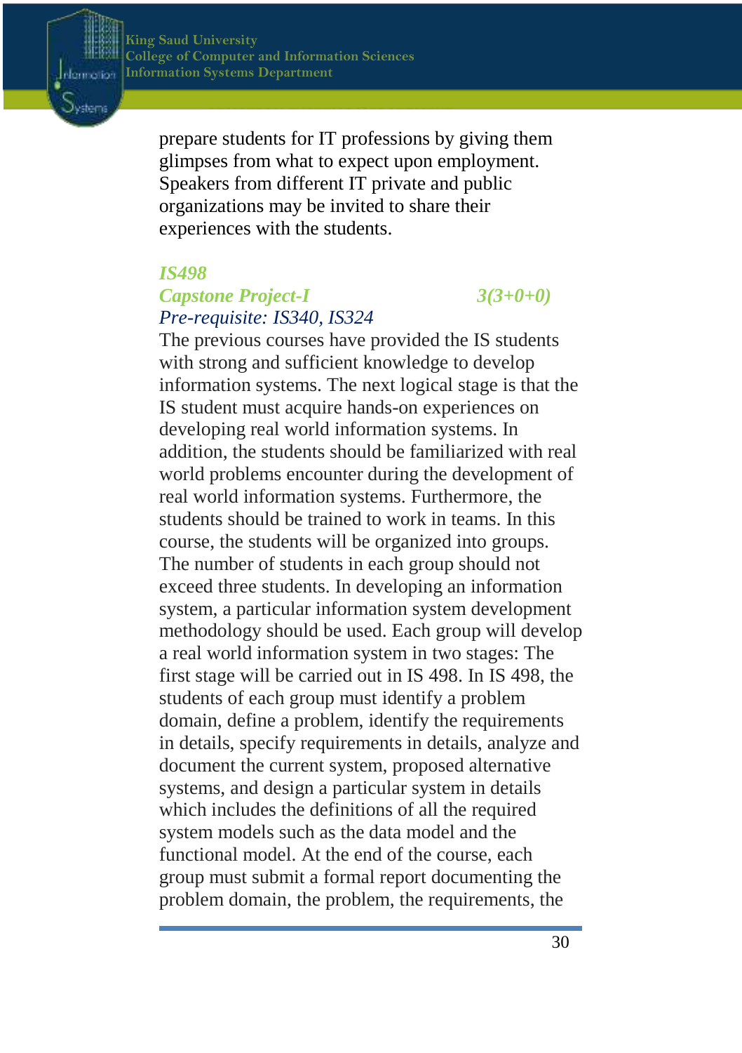prepare students for IT professions by giving them glimpses from what to expect upon employment. Speakers from different IT private and public organizations may be invited to share their experiences with the students.

***IS498***
***Capstone Project-I*** ***3(3+0+0)***
*Pre-requisite: IS340, IS324*

The previous courses have provided the IS students with strong and sufficient knowledge to develop information systems. The next logical stage is that the IS student must acquire hands-on experiences on developing real world information systems. In addition, the students should be familiarized with real world problems encounter during the development of real world information systems. Furthermore, the students should be trained to work in teams. In this course, the students will be organized into groups. The number of students in each group should not exceed three students. In developing an information system, a particular information system development methodology should be used. Each group will develop a real world information system in two stages: The first stage will be carried out in IS 498. In IS 498, the students of each group must identify a problem domain, define a problem, identify the requirements in details, specify requirements in details, analyze and document the current system, proposed alternative systems, and design a particular system in details which includes the definitions of all the required system models such as the data model and the functional model. At the end of the course, each group must submit a formal report documenting the problem domain, the problem, the requirements, the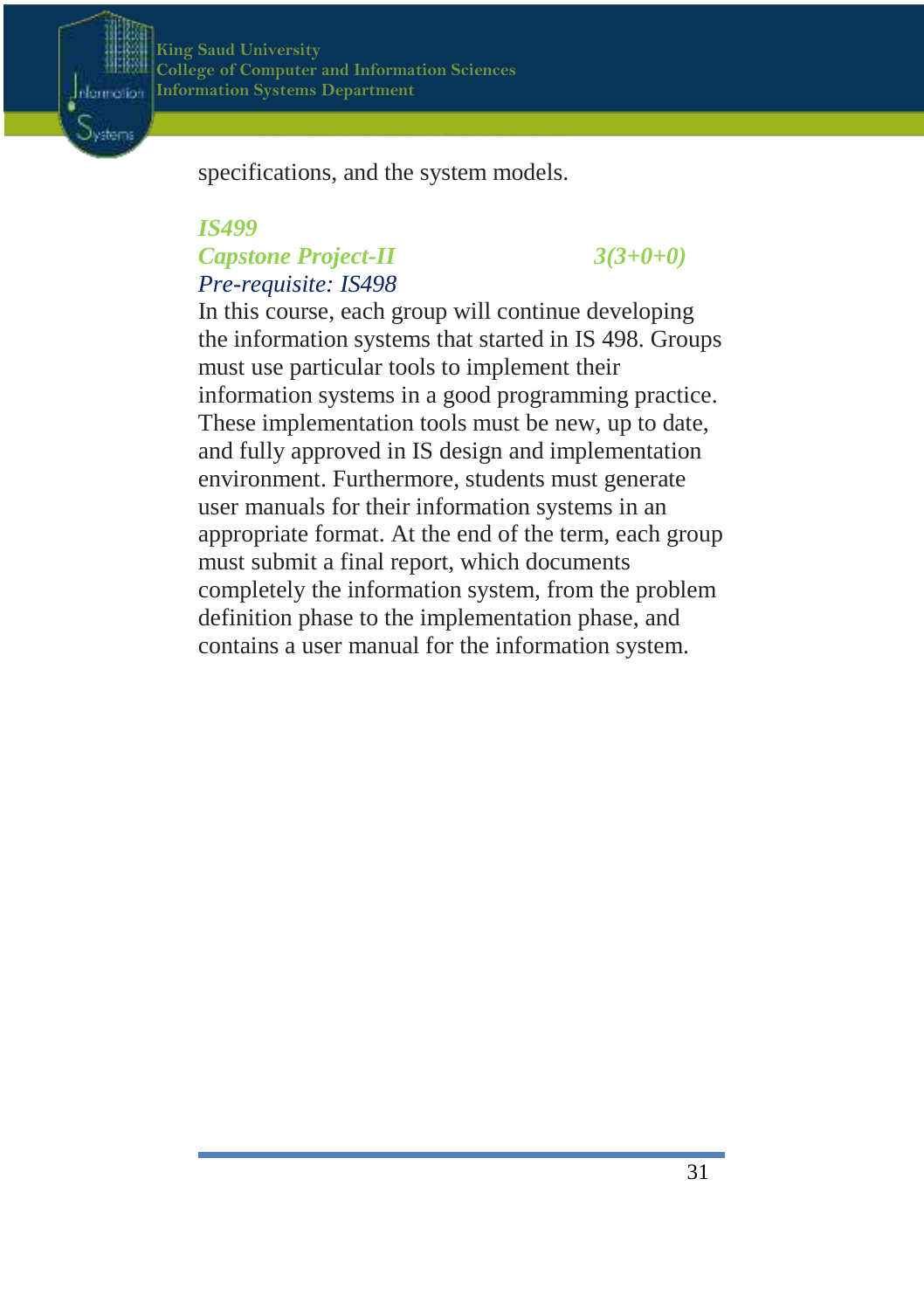specifications, and the system models.

*IS499*

*Capstone Project-II* *3(3+0+0)*

*Pre-requisite: IS498*

In this course, each group will continue developing the information systems that started in IS 498. Groups must use particular tools to implement their information systems in a good programming practice. These implementation tools must be new, up to date, and fully approved in IS design and implementation environment. Furthermore, students must generate user manuals for their information systems in an appropriate format. At the end of the term, each group must submit a final report, which documents completely the information system, from the problem definition phase to the implementation phase, and contains a user manual for the information system.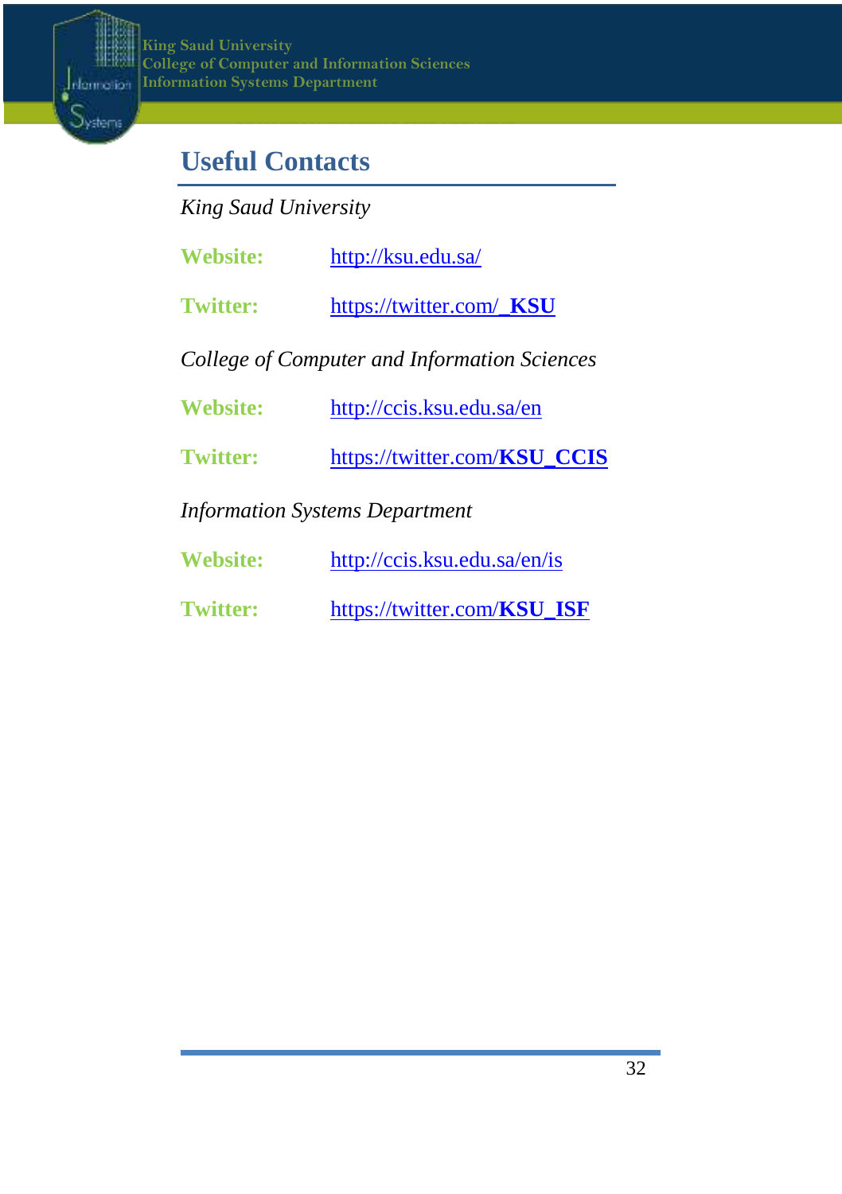## Useful Contacts

*King Saud University*

**Website:** http://ksu.edu.sa/

**Twitter:** https://twitter.com/_**KSU**

*College of Computer and Information Sciences*

**Website:** http://ccis.ksu.edu.sa/en

**Twitter:** https://twitter.com/**KSU_CCIS**

*Information Systems Department*

**Website:** http://ccis.ksu.edu.sa/en/is

**Twitter:** https://twitter.com/**KSU_ISF**